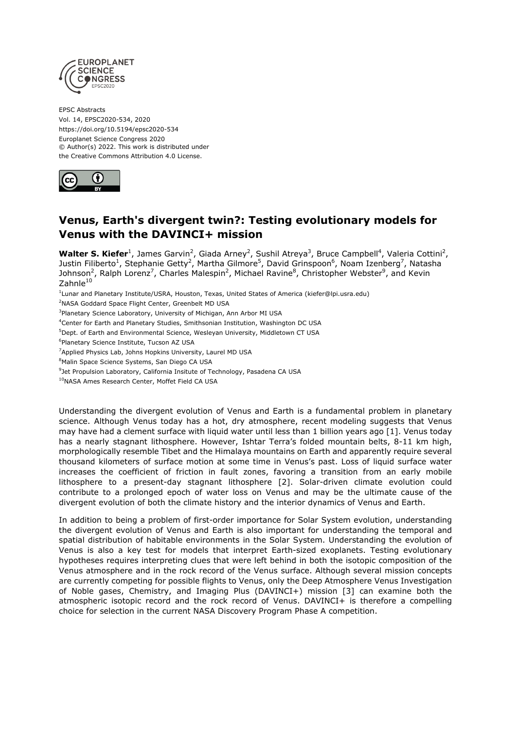EPSC Abstracts
Vol. 14, EPSC2020-534, 2020
https://doi.org/10.5194/epsc2020-534
Europlanet Science Congress 2020
© Author(s) 2022. This work is distributed under
the Creative Commons Attribution 4.0 License.

# Venus, Earth's divergent twin?: Testing evolutionary models for Venus with the DAVINCI+ mission

**Walter S. Kiefer**[1], James Garvin[2], Giada Arney[2], Sushil Atreya[3], Bruce Campbell[4], Valeria Cottini[2], Justin Filiberto[1], Stephanie Getty[2], Martha Gilmore[5], David Grinspoon[6], Noam Izenberg[7], Natasha Johnson[2], Ralph Lorenz[7], Charles Malespin[2], Michael Ravine[8], Christopher Webster[9], and Kevin Zahnle[10]

[1]Lunar and Planetary Institute/USRA, Houston, Texas, United States of America (kiefer@lpi.usra.edu)
[2]NASA Goddard Space Flight Center, Greenbelt MD USA
[3]Planetary Science Laboratory, University of Michigan, Ann Arbor MI USA
[4]Center for Earth and Planetary Studies, Smithsonian Institution, Washington DC USA
[5]Dept. of Earth and Environmental Science, Wesleyan University, Middletown CT USA
[6]Planetary Science Institute, Tucson AZ USA
[7]Applied Physics Lab, Johns Hopkins University, Laurel MD USA
[8]Malin Space Science Systems, San Diego CA USA
[9]Jet Propulsion Laboratory, California Insitute of Technology, Pasadena CA USA
[10]NASA Ames Research Center, Moffet Field CA USA

Understanding the divergent evolution of Venus and Earth is a fundamental problem in planetary science. Although Venus today has a hot, dry atmosphere, recent modeling suggests that Venus may have had a clement surface with liquid water until less than 1 billion years ago [1]. Venus today has a nearly stagnant lithosphere. However, Ishtar Terra's folded mountain belts, 8-11 km high, morphologically resemble Tibet and the Himalaya mountains on Earth and apparently require several thousand kilometers of surface motion at some time in Venus's past. Loss of liquid surface water increases the coefficient of friction in fault zones, favoring a transition from an early mobile lithosphere to a present-day stagnant lithosphere [2]. Solar-driven climate evolution could contribute to a prolonged epoch of water loss on Venus and may be the ultimate cause of the divergent evolution of both the climate history and the interior dynamics of Venus and Earth.

In addition to being a problem of first-order importance for Solar System evolution, understanding the divergent evolution of Venus and Earth is also important for understanding the temporal and spatial distribution of habitable environments in the Solar System. Understanding the evolution of Venus is also a key test for models that interpret Earth-sized exoplanets. Testing evolutionary hypotheses requires interpreting clues that were left behind in both the isotopic composition of the Venus atmosphere and in the rock record of the Venus surface. Although several mission concepts are currently competing for possible flights to Venus, only the Deep Atmosphere Venus Investigation of Noble gases, Chemistry, and Imaging Plus (DAVINCI+) mission [3] can examine both the atmospheric isotopic record and the rock record of Venus. DAVINCI+ is therefore a compelling choice for selection in the current NASA Discovery Program Phase A competition.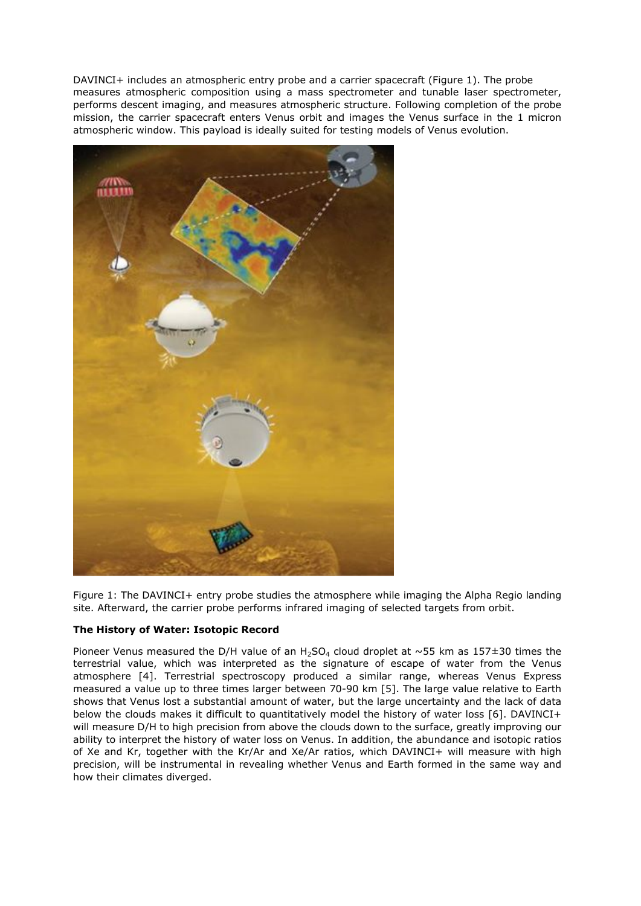DAVINCI+ includes an atmospheric entry probe and a carrier spacecraft (Figure 1). The probe measures atmospheric composition using a mass spectrometer and tunable laser spectrometer, performs descent imaging, and measures atmospheric structure. Following completion of the probe mission, the carrier spacecraft enters Venus orbit and images the Venus surface in the 1 micron atmospheric window. This payload is ideally suited for testing models of Venus evolution.

Figure 1: The DAVINCI+ entry probe studies the atmosphere while imaging the Alpha Regio landing site. Afterward, the carrier probe performs infrared imaging of selected targets from orbit.

**The History of Water: Isotopic Record**

Pioneer Venus measured the D/H value of an $H_2SO_4$ cloud droplet at ~55 km as 157±30 times the terrestrial value, which was interpreted as the signature of escape of water from the Venus atmosphere [4]. Terrestrial spectroscopy produced a similar range, whereas Venus Express measured a value up to three times larger between 70-90 km [5]. The large value relative to Earth shows that Venus lost a substantial amount of water, but the large uncertainty and the lack of data below the clouds makes it difficult to quantitatively model the history of water loss [6]. DAVINCI+ will measure D/H to high precision from above the clouds down to the surface, greatly improving our ability to interpret the history of water loss on Venus. In addition, the abundance and isotopic ratios of Xe and Kr, together with the Kr/Ar and Xe/Ar ratios, which DAVINCI+ will measure with high precision, will be instrumental in revealing whether Venus and Earth formed in the same way and how their climates diverged.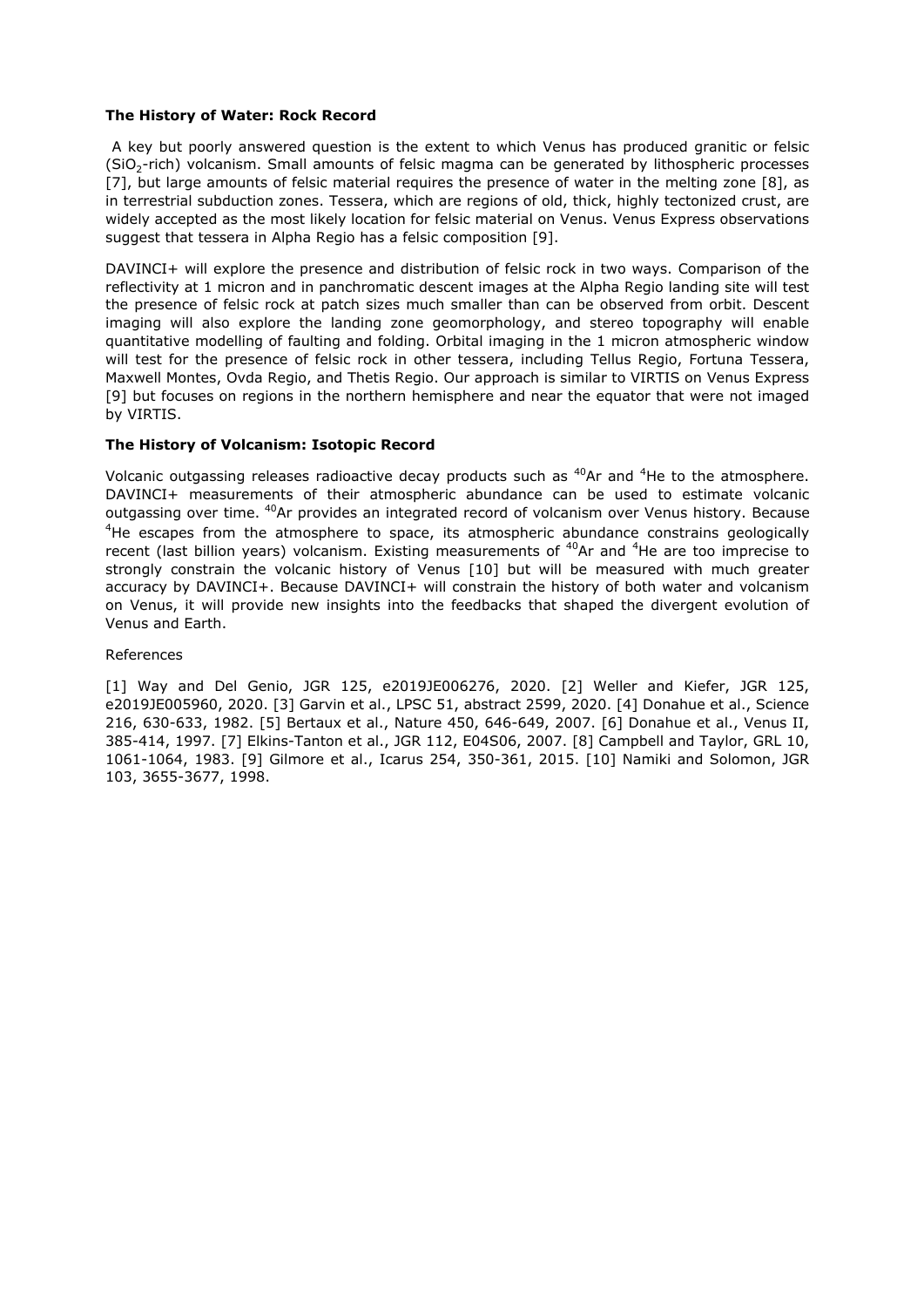**The History of Water: Rock Record**

A key but poorly answered question is the extent to which Venus has produced granitic or felsic ($SiO_2$-rich) volcanism. Small amounts of felsic magma can be generated by lithospheric processes [7], but large amounts of felsic material requires the presence of water in the melting zone [8], as in terrestrial subduction zones. Tessera, which are regions of old, thick, highly tectonized crust, are widely accepted as the most likely location for felsic material on Venus. Venus Express observations suggest that tessera in Alpha Regio has a felsic composition [9].

DAVINCI+ will explore the presence and distribution of felsic rock in two ways. Comparison of the reflectivity at 1 micron and in panchromatic descent images at the Alpha Regio landing site will test the presence of felsic rock at patch sizes much smaller than can be observed from orbit. Descent imaging will also explore the landing zone geomorphology, and stereo topography will enable quantitative modelling of faulting and folding. Orbital imaging in the 1 micron atmospheric window will test for the presence of felsic rock in other tessera, including Tellus Regio, Fortuna Tessera, Maxwell Montes, Ovda Regio, and Thetis Regio. Our approach is similar to VIRTIS on Venus Express [9] but focuses on regions in the northern hemisphere and near the equator that were not imaged by VIRTIS.

**The History of Volcanism: Isotopic Record**

Volcanic outgassing releases radioactive decay products such as $^{40}Ar$ and $^{4}He$ to the atmosphere. DAVINCI+ measurements of their atmospheric abundance can be used to estimate volcanic outgassing over time. $^{40}Ar$ provides an integrated record of volcanism over Venus history. Because $^{4}He$ escapes from the atmosphere to space, its atmospheric abundance constrains geologically recent (last billion years) volcanism. Existing measurements of $^{40}Ar$ and $^{4}He$ are too imprecise to strongly constrain the volcanic history of Venus [10] but will be measured with much greater accuracy by DAVINCI+. Because DAVINCI+ will constrain the history of both water and volcanism on Venus, it will provide new insights into the feedbacks that shaped the divergent evolution of Venus and Earth.

References

[1] Way and Del Genio, JGR 125, e2019JE006276, 2020. [2] Weller and Kiefer, JGR 125, e2019JE005960, 2020. [3] Garvin et al., LPSC 51, abstract 2599, 2020. [4] Donahue et al., Science 216, 630-633, 1982. [5] Bertaux et al., Nature 450, 646-649, 2007. [6] Donahue et al., Venus II, 385-414, 1997. [7] Elkins-Tanton et al., JGR 112, E04S06, 2007. [8] Campbell and Taylor, GRL 10, 1061-1064, 1983. [9] Gilmore et al., Icarus 254, 350-361, 2015. [10] Namiki and Solomon, JGR 103, 3655-3677, 1998.